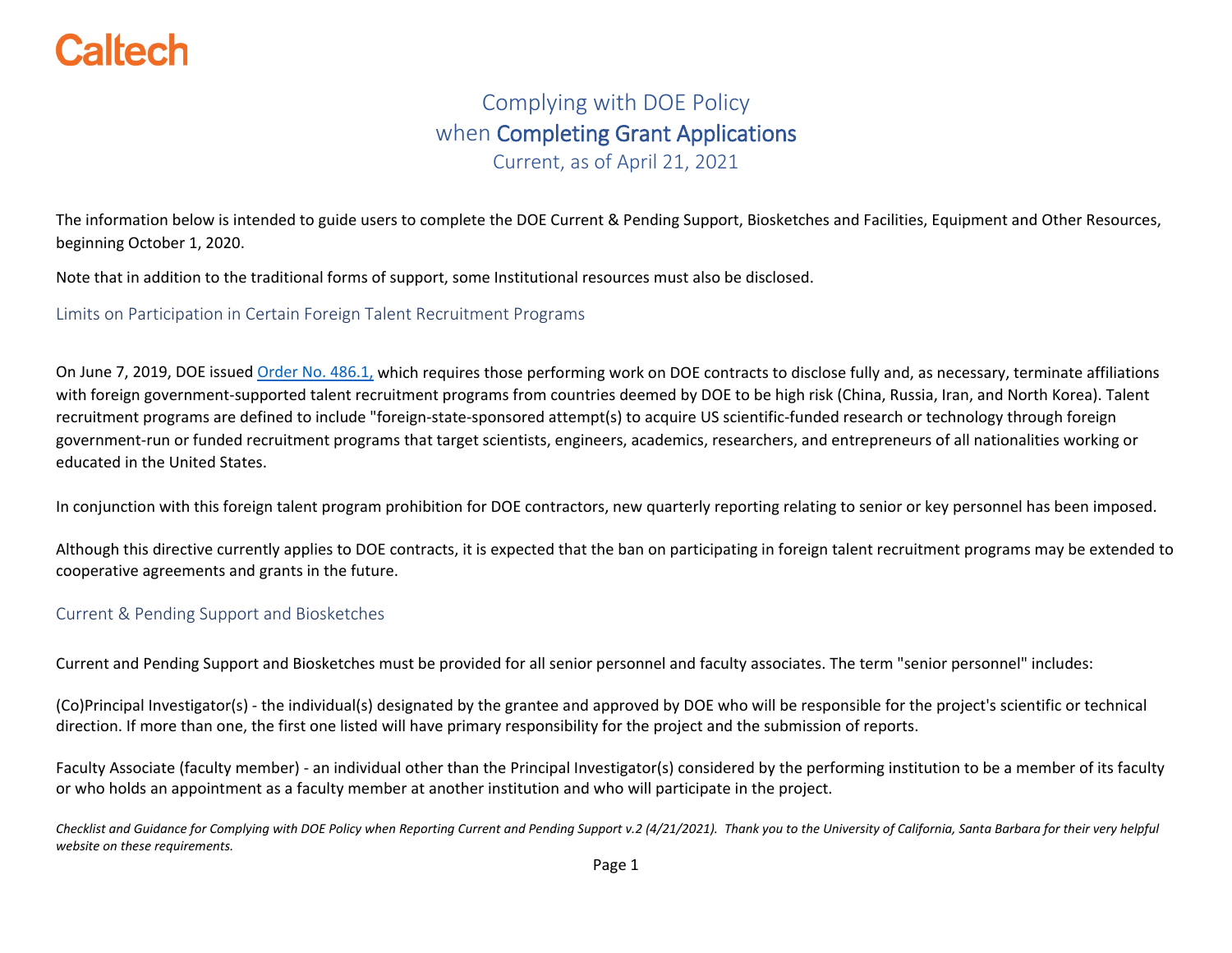Caltech

# Complying with DOE Policy when Completing Grant Applications

Current, as of April 21, 2021

The information below is intended to guide users to complete the DOE Current & Pending Support, Biosketches and Facilities, Equipment and Other Resources, beginning October 1, 2020.

Note that in addition to the traditional forms of support, some Institutional resources must also be disclosed.

## Limits on Participation in Certain Foreign Talent Recruitment Programs

On June 7, 2019, DOE issued [Order No. 486.1,](#) which requires those performing work on DOE contracts to disclose fully and, as necessary, terminate affiliations with foreign government-supported talent recruitment programs from countries deemed by DOE to be high risk (China, Russia, Iran, and North Korea). Talent recruitment programs are defined to include "foreign-state-sponsored attempt(s) to acquire US scientific-funded research or technology through foreign government-run or funded recruitment programs that target scientists, engineers, academics, researchers, and entrepreneurs of all nationalities working or educated in the United States.

In conjunction with this foreign talent program prohibition for DOE contractors, new quarterly reporting relating to senior or key personnel has been imposed.

Although this directive currently applies to DOE contracts, it is expected that the ban on participating in foreign talent recruitment programs may be extended to cooperative agreements and grants in the future.

## Current & Pending Support and Biosketches

Current and Pending Support and Biosketches must be provided for all senior personnel and faculty associates. The term "senior personnel" includes:

(Co)Principal Investigator(s) - the individual(s) designated by the grantee and approved by DOE who will be responsible for the project's scientific or technical direction. If more than one, the first one listed will have primary responsibility for the project and the submission of reports.

Faculty Associate (faculty member) - an individual other than the Principal Investigator(s) considered by the performing institution to be a member of its faculty or who holds an appointment as a faculty member at another institution and who will participate in the project.

*Checklist and Guidance for Complying with DOE Policy when Reporting Current and Pending Support v.2 (4/21/2021). Thank you to the University of California, Santa Barbara for their very helpful website on these requirements.*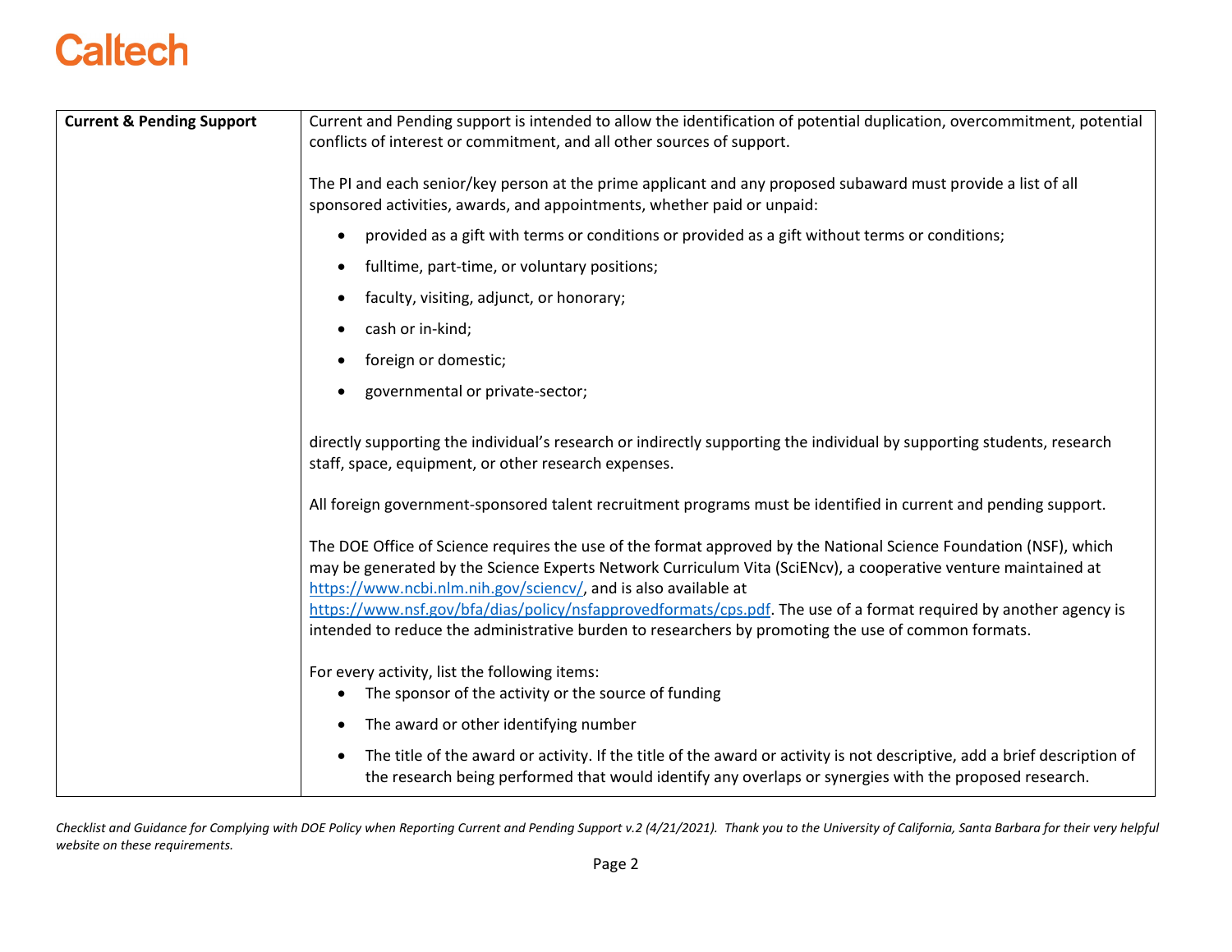| Current & Pending Support | Current and Pending support is intended to allow the identification of potential duplication, overcommitment, potential conflicts of interest or commitment, and all other sources of support.<br><br>The PI and each senior/key person at the prime applicant and any proposed subaward must provide a list of all sponsored activities, awards, and appointments, whether paid or unpaid:<br><br>• provided as a gift with terms or conditions or provided as a gift without terms or conditions;<br>• fulltime, part-time, or voluntary positions;<br>• faculty, visiting, adjunct, or honorary;<br>• cash or in-kind;<br>• foreign or domestic;<br>• governmental or private-sector;<br><br>directly supporting the individual's research or indirectly supporting the individual by supporting students, research staff, space, equipment, or other research expenses.<br><br>All foreign government-sponsored talent recruitment programs must be identified in current and pending support.<br><br>The DOE Office of Science requires the use of the format approved by the National Science Foundation (NSF), which may be generated by the Science Experts Network Curriculum Vita (SciENcv), a cooperative venture maintained at [https://www.ncbi.nlm.nih.gov/sciencv/](https://www.ncbi.nlm.nih.gov/sciencv/), and is also available at [https://www.nsf.gov/bfa/dias/policy/nsfapprovedformats/cps.pdf](https://www.nsf.gov/bfa/dias/policy/nsfapprovedformats/cps.pdf). The use of a format required by another agency is intended to reduce the administrative burden to researchers by promoting the use of common formats.<br><br>For every activity, list the following items:<br>• The sponsor of the activity or the source of funding<br>• The award or other identifying number<br>• The title of the award or activity. If the title of the award or activity is not descriptive, add a brief description of the research being performed that would identify any overlaps or synergies with the proposed research. |
|---|---|

*Checklist and Guidance for Complying with DOE Policy when Reporting Current and Pending Support v.2 (4/21/2021). Thank you to the University of California, Santa Barbara for their very helpful website on these requirements.*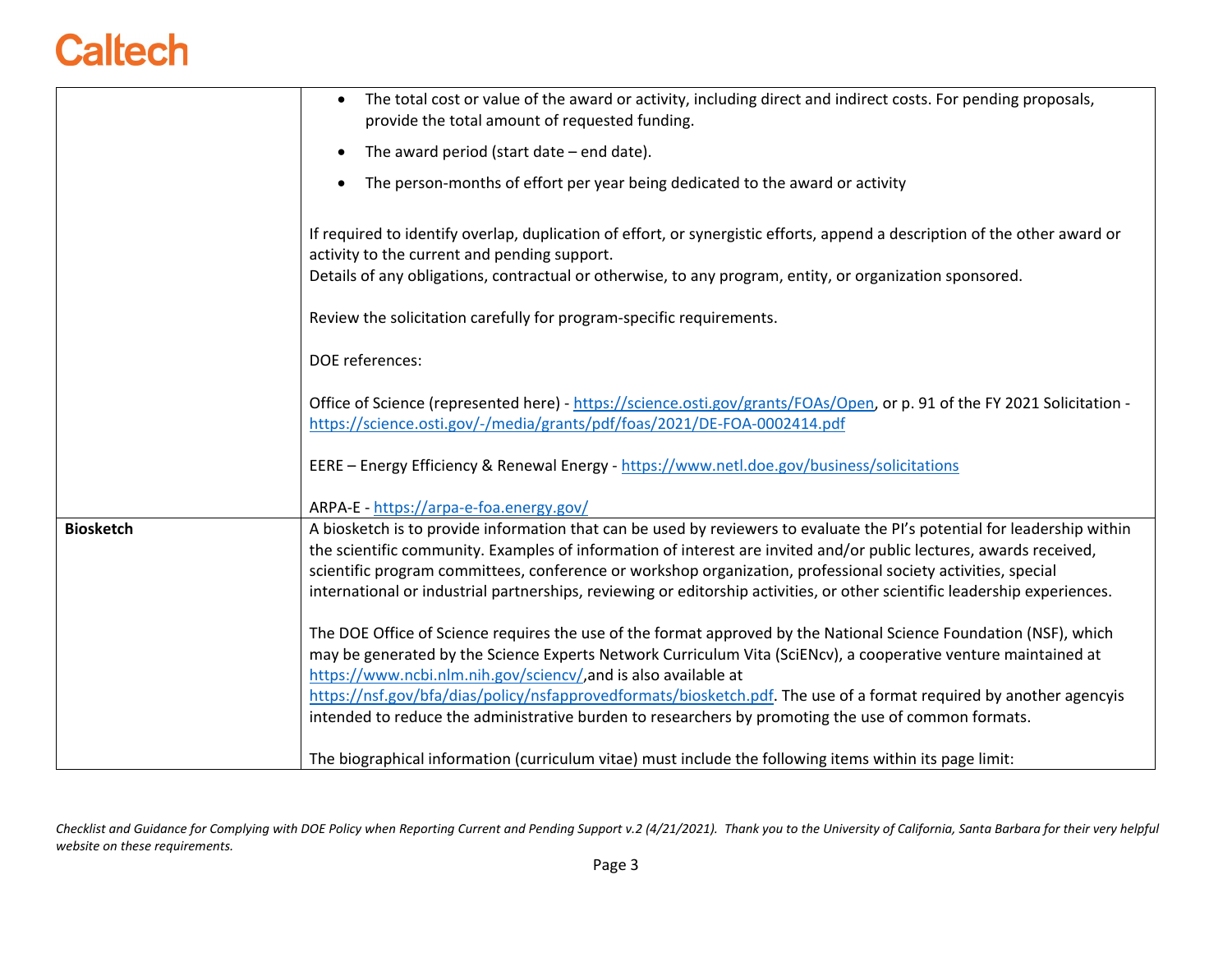| | |
|---|---|
| | • The total cost or value of the award or activity, including direct and indirect costs. For pending proposals, provide the total amount of requested funding.<br>• The award period (start date – end date).<br>• The person-months of effort per year being dedicated to the award or activity<br><br>If required to identify overlap, duplication of effort, or synergistic efforts, append a description of the other award or activity to the current and pending support.<br>Details of any obligations, contractual or otherwise, to any program, entity, or organization sponsored.<br><br>Review the solicitation carefully for program-specific requirements.<br><br>DOE references:<br><br>Office of Science (represented here) - [https://science.osti.gov/grants/FOAs/Open](https://science.osti.gov/grants/FOAs/Open), or p. 91 of the FY 2021 Solicitation - [https://science.osti.gov/-/media/grants/pdf/foas/2021/DE-FOA-0002414.pdf](https://science.osti.gov/-/media/grants/pdf/foas/2021/DE-FOA-0002414.pdf)<br><br>EERE – Energy Efficiency & Renewal Energy - [https://www.netl.doe.gov/business/solicitations](https://www.netl.doe.gov/business/solicitations)<br><br>ARPA-E - [https://arpa-e-foa.energy.gov/](https://arpa-e-foa.energy.gov/) |
| **Biosketch** | A biosketch is to provide information that can be used by reviewers to evaluate the PI's potential for leadership within the scientific community. Examples of information of interest are invited and/or public lectures, awards received, scientific program committees, conference or workshop organization, professional society activities, special international or industrial partnerships, reviewing or editorship activities, or other scientific leadership experiences.<br><br>The DOE Office of Science requires the use of the format approved by the National Science Foundation (NSF), which may be generated by the Science Experts Network Curriculum Vita (SciENcv), a cooperative venture maintained at [https://www.ncbi.nlm.nih.gov/sciencv/](https://www.ncbi.nlm.nih.gov/sciencv/),and is also available at [https://nsf.gov/bfa/dias/policy/nsfapprovedformats/biosketch.pdf](https://nsf.gov/bfa/dias/policy/nsfapprovedformats/biosketch.pdf). The use of a format required by another agencyis intended to reduce the administrative burden to researchers by promoting the use of common formats.<br><br>The biographical information (curriculum vitae) must include the following items within its page limit: |

*Checklist and Guidance for Complying with DOE Policy when Reporting Current and Pending Support v.2 (4/21/2021). Thank you to the University of California, Santa Barbara for their very helpful website on these requirements.*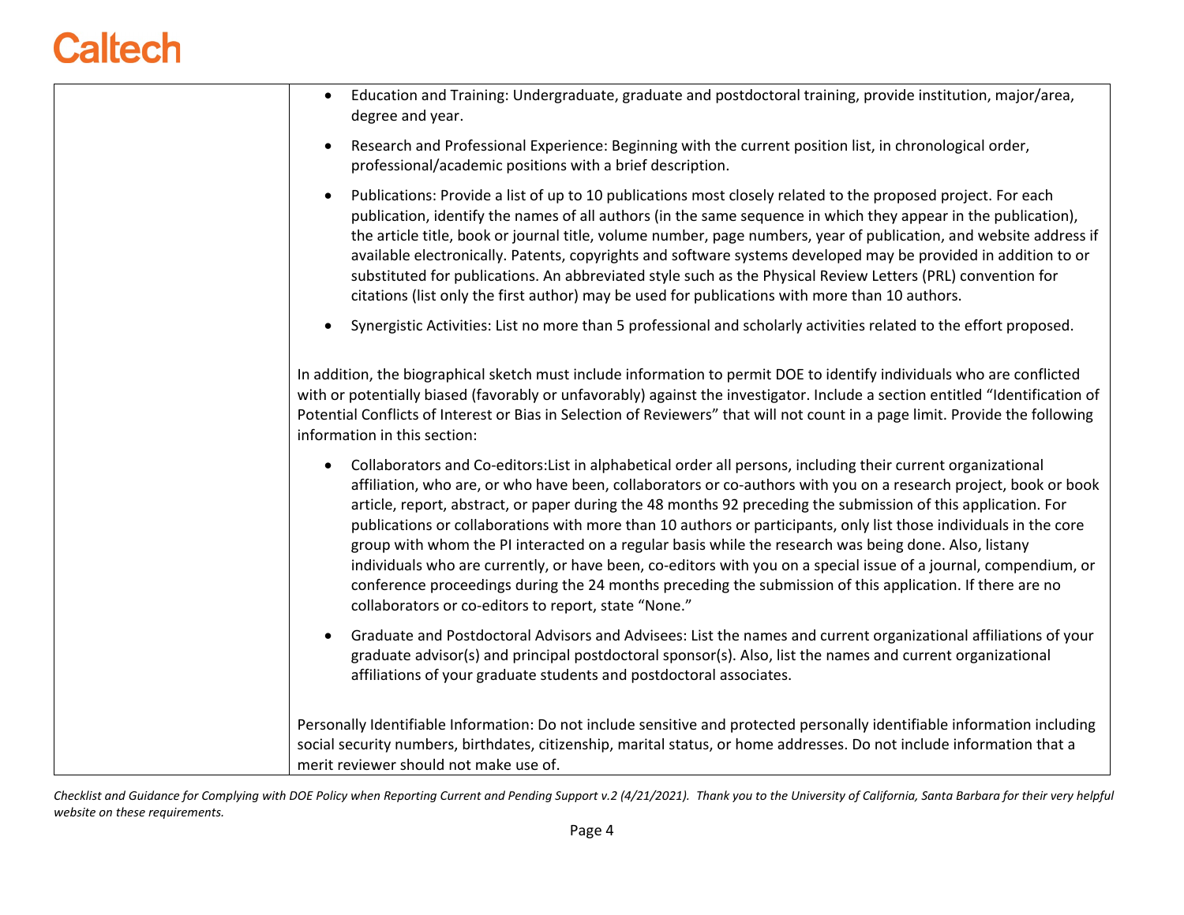- Education and Training: Undergraduate, graduate and postdoctoral training, provide institution, major/area, degree and year.
- Research and Professional Experience: Beginning with the current position list, in chronological order, professional/academic positions with a brief description.
- Publications: Provide a list of up to 10 publications most closely related to the proposed project. For each publication, identify the names of all authors (in the same sequence in which they appear in the publication), the article title, book or journal title, volume number, page numbers, year of publication, and website address if available electronically. Patents, copyrights and software systems developed may be provided in addition to or substituted for publications. An abbreviated style such as the Physical Review Letters (PRL) convention for citations (list only the first author) may be used for publications with more than 10 authors.
- Synergistic Activities: List no more than 5 professional and scholarly activities related to the effort proposed.

In addition, the biographical sketch must include information to permit DOE to identify individuals who are conflicted with or potentially biased (favorably or unfavorably) against the investigator. Include a section entitled "Identification of Potential Conflicts of Interest or Bias in Selection of Reviewers" that will not count in a page limit. Provide the following information in this section:

- Collaborators and Co-editors:List in alphabetical order all persons, including their current organizational affiliation, who are, or who have been, collaborators or co-authors with you on a research project, book or book article, report, abstract, or paper during the 48 months 92 preceding the submission of this application. For publications or collaborations with more than 10 authors or participants, only list those individuals in the core group with whom the PI interacted on a regular basis while the research was being done. Also, listany individuals who are currently, or have been, co-editors with you on a special issue of a journal, compendium, or conference proceedings during the 24 months preceding the submission of this application. If there are no collaborators or co-editors to report, state "None."
- Graduate and Postdoctoral Advisors and Advisees: List the names and current organizational affiliations of your graduate advisor(s) and principal postdoctoral sponsor(s). Also, list the names and current organizational affiliations of your graduate students and postdoctoral associates.

Personally Identifiable Information: Do not include sensitive and protected personally identifiable information including social security numbers, birthdates, citizenship, marital status, or home addresses. Do not include information that a merit reviewer should not make use of.

*Checklist and Guidance for Complying with DOE Policy when Reporting Current and Pending Support v.2 (4/21/2021). Thank you to the University of California, Santa Barbara for their very helpful website on these requirements.*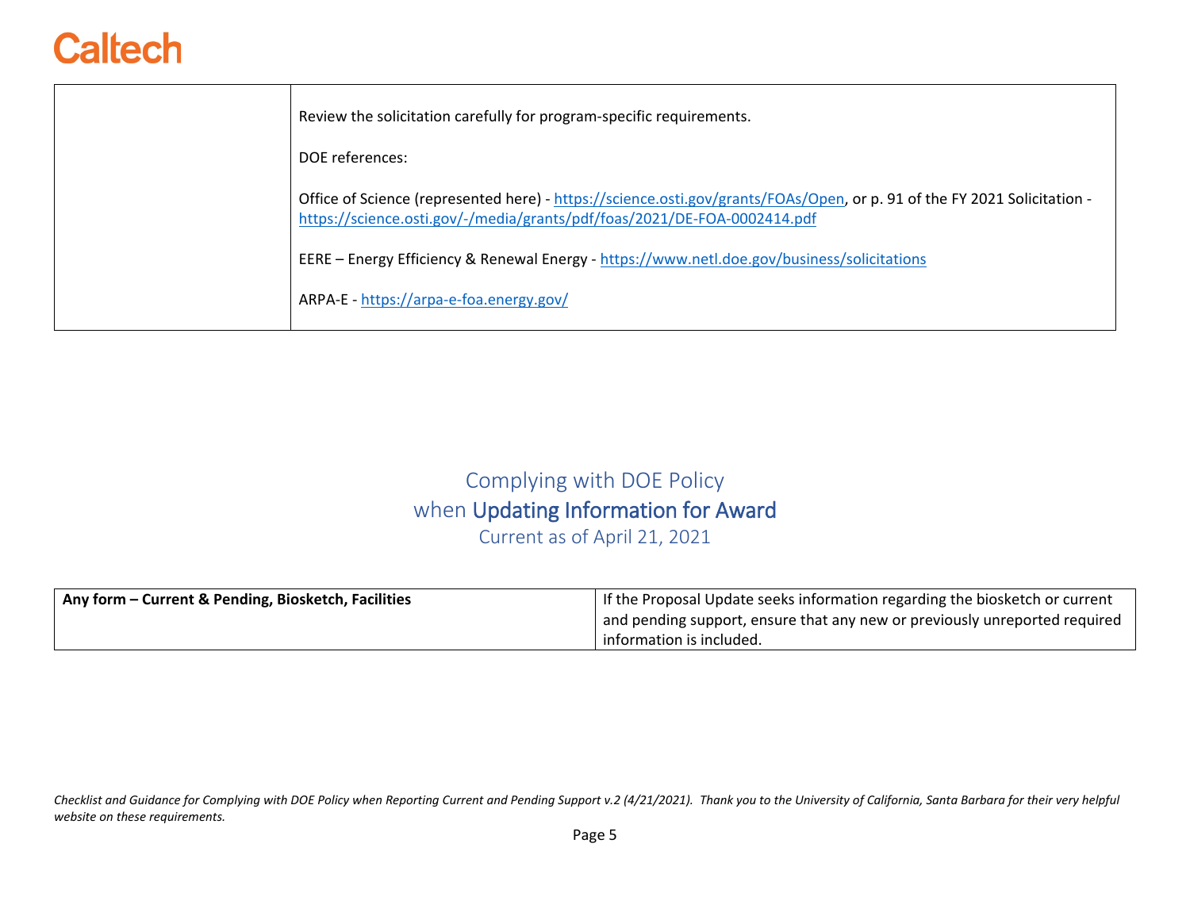| | |
|---|---|
| | Review the solicitation carefully for program-specific requirements.<br><br>DOE references:<br><br>Office of Science (represented here) - https://science.osti.gov/grants/FOAs/Open, or p. 91 of the FY 2021 Solicitation - https://science.osti.gov/-/media/grants/pdf/foas/2021/DE-FOA-0002414.pdf<br><br>EERE – Energy Efficiency & Renewal Energy - https://www.netl.doe.gov/business/solicitations<br><br>ARPA-E - https://arpa-e-foa.energy.gov/ |

## Complying with DOE Policy when Updating Information for Award

Current as of April 21, 2021

| | |
|---|---|
| **Any form – Current & Pending, Biosketch, Facilities** | If the Proposal Update seeks information regarding the biosketch or current and pending support, ensure that any new or previously unreported required information is included. |

*Checklist and Guidance for Complying with DOE Policy when Reporting Current and Pending Support v.2 (4/21/2021). Thank you to the University of California, Santa Barbara for their very helpful website on these requirements.*